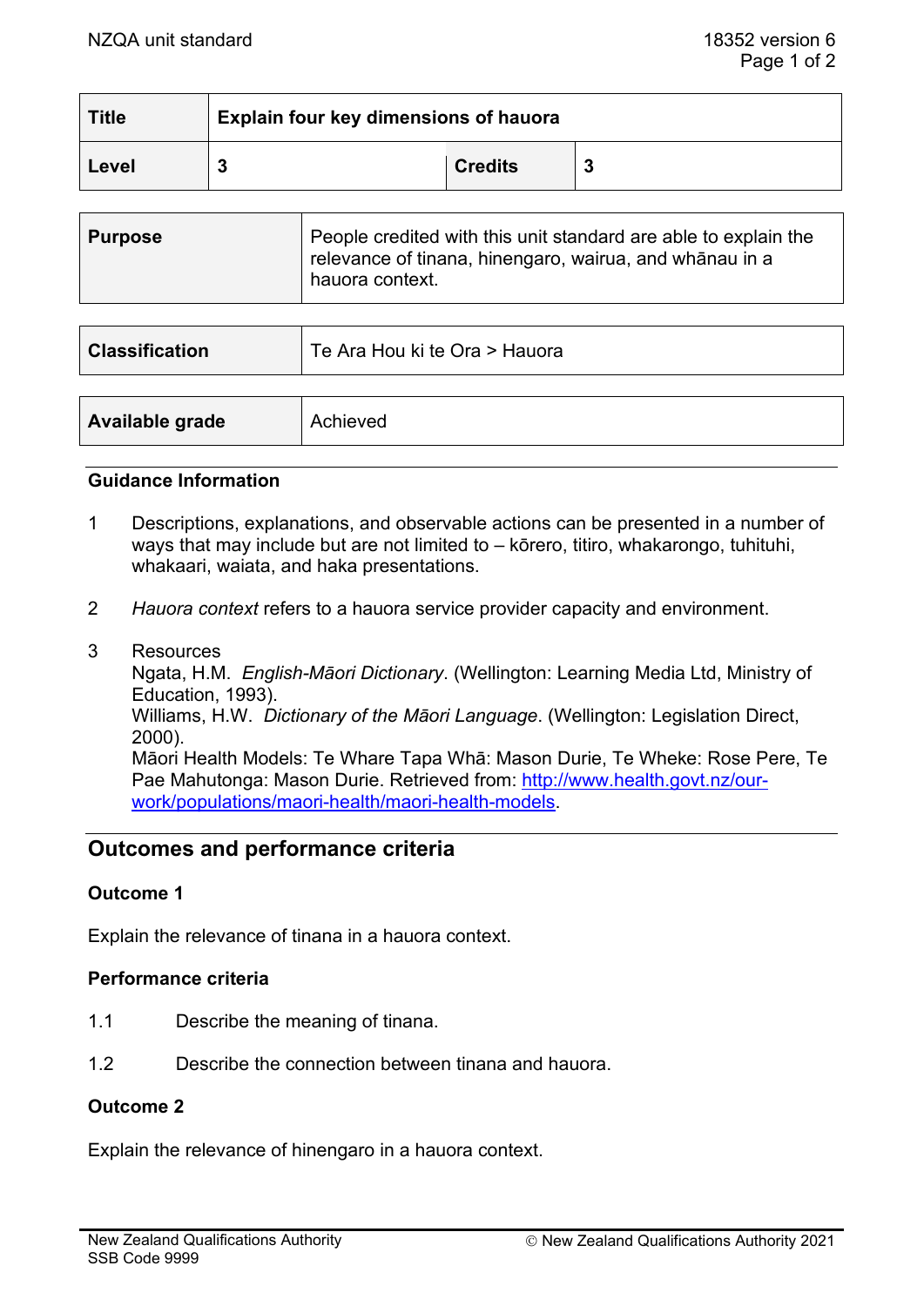NZQA unit standard 18352 version 6

| Title | Explain four key dimensions of hauora | | |
| --- | --- | --- | --- |
| **Level** | **3** | **Credits** | **3** |

| Purpose | People credited with this unit standard are able to explain the relevance of tinana, hinengaro, wairua, and whānau in a hauora context. |
| --- | --- |

| Classification | Te Ara Hou ki te Ora > Hauora |
| --- | --- |

| Available grade | Achieved |
| --- | --- |

### Guidance Information

1. Descriptions, explanations, and observable actions can be presented in a number of ways that may include but are not limited to – kōrero, titiro, whakarongo, tuhituhi, whakaari, waiata, and haka presentations.

2. *Hauora context* refers to a hauora service provider capacity and environment.

3. Resources
   Ngata, H.M. *English-Māori Dictionary*. (Wellington: Learning Media Ltd, Ministry of Education, 1993).
   Williams, H.W. *Dictionary of the Māori Language*. (Wellington: Legislation Direct, 2000).
   Māori Health Models: Te Whare Tapa Whā: Mason Durie, Te Wheke: Rose Pere, Te Pae Mahutonga: Mason Durie. Retrieved from: [http://www.health.govt.nz/our-work/populations/maori-health/maori-health-models](http://www.health.govt.nz/our-work/populations/maori-health/maori-health-models).

## Outcomes and performance criteria

### Outcome 1

Explain the relevance of tinana in a hauora context.

#### Performance criteria

1.1 Describe the meaning of tinana.

1.2 Describe the connection between tinana and hauora.

### Outcome 2

Explain the relevance of hinengaro in a hauora context.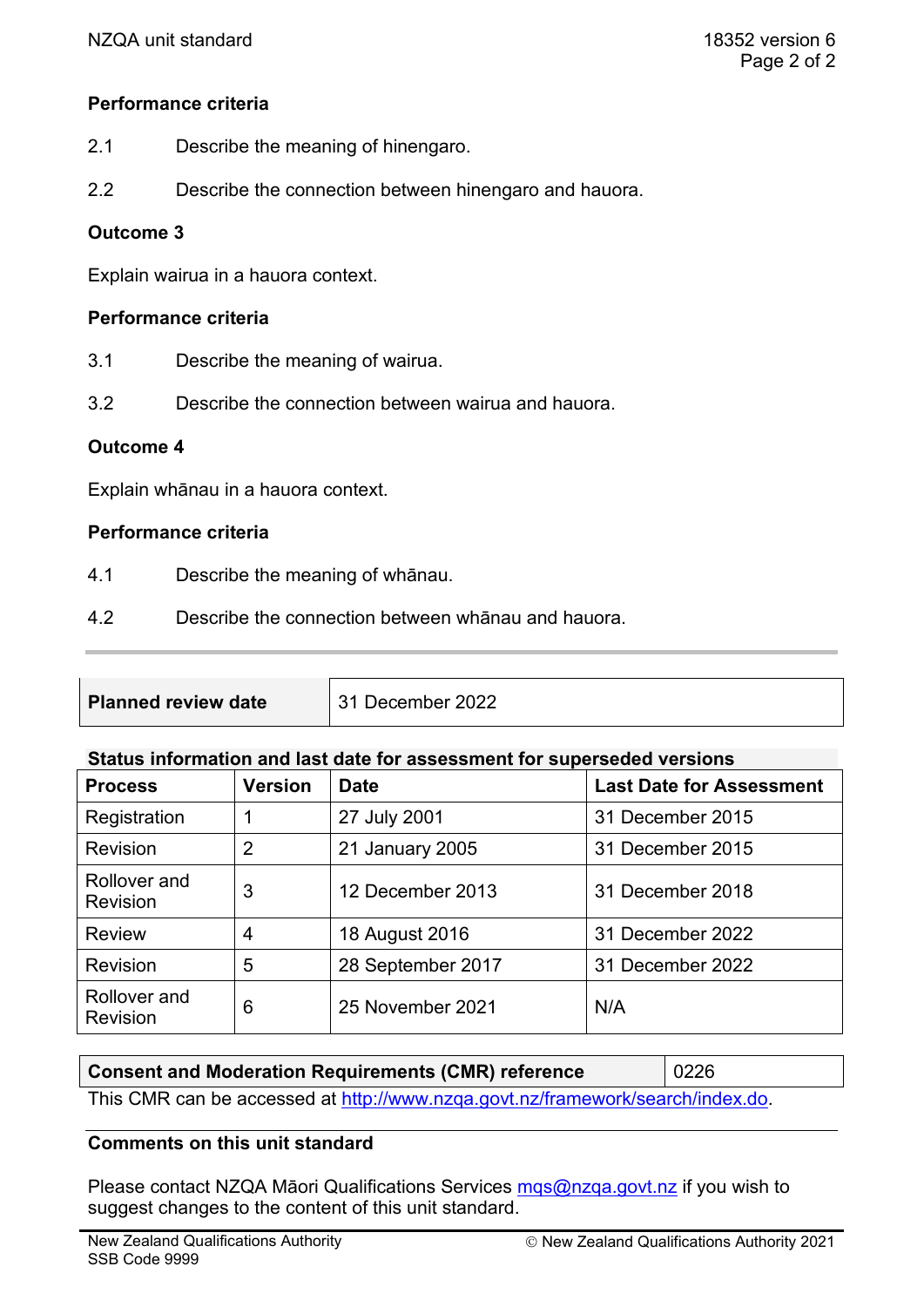**Performance criteria**

2.1 Describe the meaning of hinengaro.

2.2 Describe the connection between hinengaro and hauora.

**Outcome 3**

Explain wairua in a hauora context.

**Performance criteria**

3.1 Describe the meaning of wairua.

3.2 Describe the connection between wairua and hauora.

**Outcome 4**

Explain whānau in a hauora context.

**Performance criteria**

4.1 Describe the meaning of whānau.

4.2 Describe the connection between whānau and hauora.

---

| **Planned review date** | 31 December 2022 |
|---|---|

**Status information and last date for assessment for superseded versions**

| Process | Version | Date | Last Date for Assessment |
|---|---|---|---|
| Registration | 1 | 27 July 2001 | 31 December 2015 |
| Revision | 2 | 21 January 2005 | 31 December 2015 |
| Rollover and Revision | 3 | 12 December 2013 | 31 December 2018 |
| Review | 4 | 18 August 2016 | 31 December 2022 |
| Revision | 5 | 28 September 2017 | 31 December 2022 |
| Rollover and Revision | 6 | 25 November 2021 | N/A |

| **Consent and Moderation Requirements (CMR) reference** | 0226 |
|---|---|

This CMR can be accessed at http://www.nzqa.govt.nz/framework/search/index.do.

**Comments on this unit standard**

Please contact NZQA Māori Qualifications Services mqs@nzqa.govt.nz if you wish to suggest changes to the content of this unit standard.